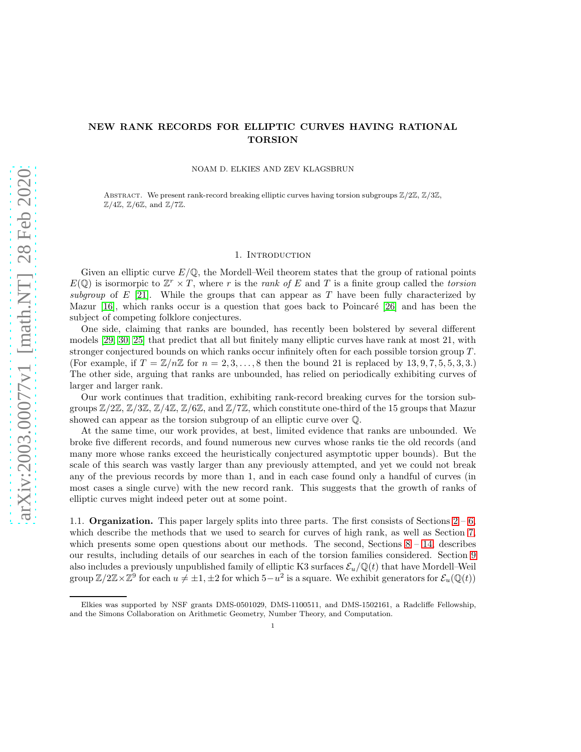# NEW RANK RECORDS FOR ELLIPTIC CURVES HAVING RATIONAL TORSION

NOAM D. ELKIES AND ZEV KLAGSBRUN

Abstract. We present rank-record breaking elliptic curves having torsion subgroups $\mathbb{Z}/2\mathbb{Z}$, $\mathbb{Z}/3\mathbb{Z}$, $\mathbb{Z}/4\mathbb{Z}$, $\mathbb{Z}/6\mathbb{Z}$, and $\mathbb{Z}/7\mathbb{Z}$.

## 1. Introduction

Given an elliptic curve $E/\mathbb{Q}$, the Mordell–Weil theorem states that the group of rational points $E(\mathbb{Q})$ is isormorpic to $\mathbb{Z}^r \times T$, where $r$ is the *rank of* $E$ and $T$ is a finite group called the *torsion subgroup* of $E$ [21]. While the groups that can appear as $T$ have been fully characterized by Mazur [16], which ranks occur is a question that goes back to Poincaré [26] and has been the subject of competing folklore conjectures.

One side, claiming that ranks are bounded, has recently been bolstered by several different models [29, 30, 25] that predict that all but finitely many elliptic curves have rank at most 21, with stronger conjectured bounds on which ranks occur infinitely often for each possible torsion group $T$. (For example, if $T = \mathbb{Z}/n\mathbb{Z}$ for $n = 2, 3, \ldots, 8$ then the bound 21 is replaced by $13, 9, 7, 5, 5, 3, 3$.) The other side, arguing that ranks are unbounded, has relied on periodically exhibiting curves of larger and larger rank.

Our work continues that tradition, exhibiting rank-record breaking curves for the torsion subgroups $\mathbb{Z}/2\mathbb{Z}$, $\mathbb{Z}/3\mathbb{Z}$, $\mathbb{Z}/4\mathbb{Z}$, $\mathbb{Z}/6\mathbb{Z}$, and $\mathbb{Z}/7\mathbb{Z}$, which constitute one-third of the 15 groups that Mazur showed can appear as the torsion subgroup of an elliptic curve over $\mathbb{Q}$.

At the same time, our work provides, at best, limited evidence that ranks are unbounded. We broke five different records, and found numerous new curves whose ranks tie the old records (and many more whose ranks exceed the heuristically conjectured asymptotic upper bounds). But the scale of this search was vastly larger than any previously attempted, and yet we could not break any of the previous records by more than 1, and in each case found only a handful of curves (in most cases a single curve) with the new record rank. This suggests that the growth of ranks of elliptic curves might indeed peter out at some point.

1.1. **Organization.** This paper largely splits into three parts. The first consists of Sections 2 – 6, which describe the methods that we used to search for curves of high rank, as well as Section 7, which presents some open questions about our methods. The second, Sections 8 – 14, describes our results, including details of our searches in each of the torsion families considered. Section 9 also includes a previously unpublished family of elliptic K3 surfaces $\mathcal{E}_u/\mathbb{Q}(t)$ that have Mordell–Weil group $\mathbb{Z}/2\mathbb{Z}\times\mathbb{Z}^9$ for each $u \neq \pm1, \pm2$ for which $5-u^2$ is a square. We exhibit generators for $\mathcal{E}_u(\mathbb{Q}(t))$

Elkies was supported by NSF grants DMS-0501029, DMS-1100511, and DMS-1502161, a Radcliffe Fellowship, and the Simons Collaboration on Arithmetic Geometry, Number Theory, and Computation.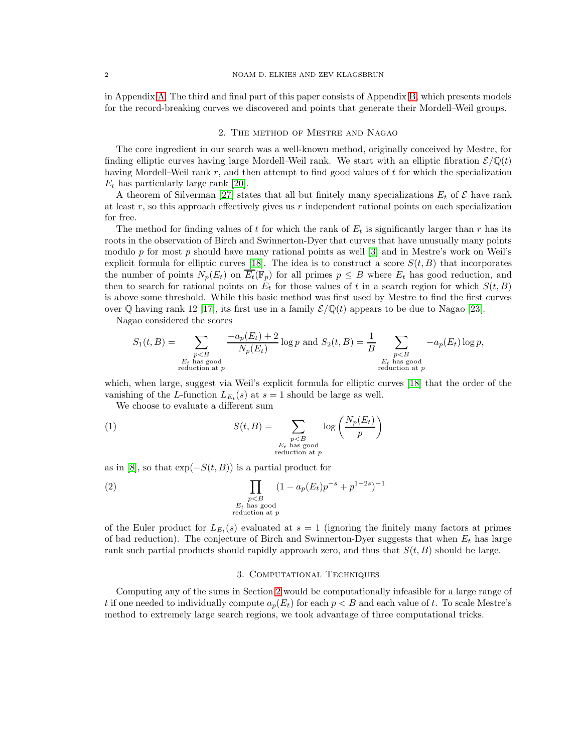in Appendix A. The third and final part of this paper consists of Appendix B, which presents models for the record-breaking curves we discovered and points that generate their Mordell–Weil groups.

## 2. The method of Mestre and Nagao

The core ingredient in our search was a well-known method, originally conceived by Mestre, for finding elliptic curves having large Mordell–Weil rank. We start with an elliptic fibration $\mathcal{E}/\mathbb{Q}(t)$ having Mordell–Weil rank $r$, and then attempt to find good values of $t$ for which the specialization $E_t$ has particularly large rank [20].

A theorem of Silverman [27] states that all but finitely many specializations $E_t$ of $\mathcal{E}$ have rank at least $r$, so this approach effectively gives us $r$ independent rational points on each specialization for free.

The method for finding values of $t$ for which the rank of $E_t$ is significantly larger than $r$ has its roots in the observation of Birch and Swinnerton-Dyer that curves that have unusually many points modulo $p$ for most $p$ should have many rational points as well [3] and in Mestre's work on Weil's explicit formula for elliptic curves [18]. The idea is to construct a score $S(t, B)$ that incorporates the number of points $N_p(E_t)$ on $\overline{E_t}(\mathbb{F}_p)$ for all primes $p \leq B$ where $E_t$ has good reduction, and then to search for rational points on $E_t$ for those values of $t$ in a search region for which $S(t, B)$ is above some threshold. While this basic method was first used by Mestre to find the first curves over $\mathbb{Q}$ having rank 12 [17], its first use in a family $\mathcal{E}/\mathbb{Q}(t)$ appears to be due to Nagao [23].

Nagao considered the scores

$$S_1(t, B) = \sum_{\substack{p<B \\ E_t \text{ has good} \\ \text{reduction at } p}} \frac{-a_p(E_t) + 2}{N_p(E_t)} \log p \text{ and } S_2(t, B) = \frac{1}{B} \sum_{\substack{p<B \\ E_t \text{ has good} \\ \text{reduction at } p}} -a_p(E_t) \log p,$$

which, when large, suggest via Weil's explicit formula for elliptic curves [18] that the order of the vanishing of the $L$-function $L_{E_t}(s)$ at $s = 1$ should be large as well.

We choose to evaluate a different sum

$$S(t, B) = \sum_{\substack{p<B \\ E_t \text{ has good} \\ \text{reduction at } p}} \log\left(\frac{N_p(E_t)}{p}\right) \tag{1}$$

as in [8], so that $\exp(-S(t, B))$ is a partial product for

$$\prod_{\substack{p<B \\ E_t \text{ has good} \\ \text{reduction at } p}} (1 - a_p(E_t)p^{-s} + p^{1-2s})^{-1} \tag{2}$$

of the Euler product for $L_{E_t}(s)$ evaluated at $s = 1$ (ignoring the finitely many factors at primes of bad reduction). The conjecture of Birch and Swinnerton-Dyer suggests that when $E_t$ has large rank such partial products should rapidly approach zero, and thus that $S(t, B)$ should be large.

## 3. Computational Techniques

Computing any of the sums in Section 2 would be computationally infeasible for a large range of $t$ if one needed to individually compute $a_p(E_t)$ for each $p < B$ and each value of $t$. To scale Mestre's method to extremely large search regions, we took advantage of three computational tricks.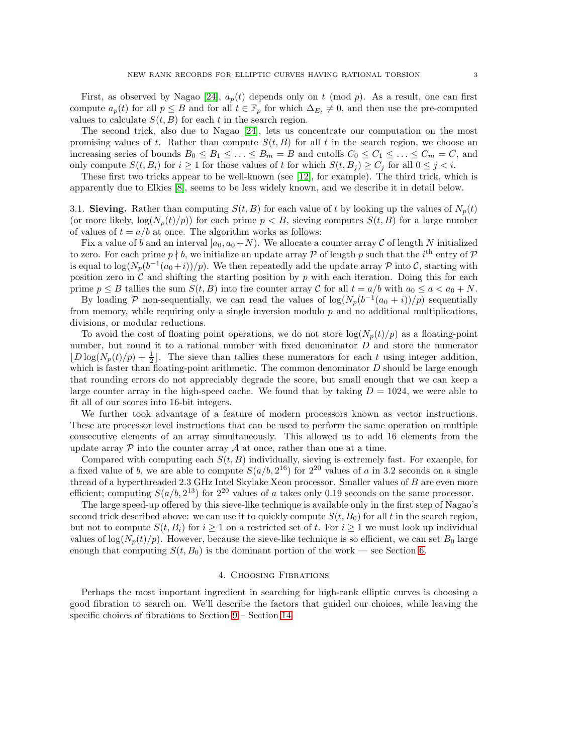First, as observed by Nagao [24], $a_p(t)$ depends only on $t \pmod p$. As a result, one can first compute $a_p(t)$ for all $p \le B$ and for all $t \in \mathbb{F}_p$ for which $\Delta_{E_t} \ne 0$, and then use the pre-computed values to calculate $S(t, B)$ for each $t$ in the search region.

The second trick, also due to Nagao [24], lets us concentrate our computation on the most promising values of $t$. Rather than compute $S(t, B)$ for all $t$ in the search region, we choose an increasing series of bounds $B_0 \le B_1 \le \ldots \le B_m = B$ and cutoffs $C_0 \le C_1 \le \ldots \le C_m = C$, and only compute $S(t, B_i)$ for $i \ge 1$ for those values of $t$ for which $S(t, B_j) \ge C_j$ for all $0 \le j < i$.

These first two tricks appear to be well-known (see [12], for example). The third trick, which is apparently due to Elkies [8], seems to be less widely known, and we describe it in detail below.

### 3.1. Sieving.

Rather than computing $S(t, B)$ for each value of $t$ by looking up the values of $N_p(t)$ (or more likely, $\log(N_p(t)/p)$) for each prime $p < B$, sieving computes $S(t, B)$ for a large number of values of $t = a/b$ at once. The algorithm works as follows:

Fix a value of $b$ and an interval $[a_0, a_0 + N)$. We allocate a counter array $\mathcal{C}$ of length $N$ initialized to zero. For each prime $p \nmid b$, we initialize an update array $\mathcal{P}$ of length $p$ such that the $i^{\text{th}}$ entry of $\mathcal{P}$ is equal to $\log(N_p(b^{-1}(a_0+i))/p)$. We then repeatedly add the update array $\mathcal{P}$ into $\mathcal{C}$, starting with position zero in $\mathcal{C}$ and shifting the starting position by $p$ with each iteration. Doing this for each prime $p \le B$ tallies the sum $S(t, B)$ into the counter array $\mathcal{C}$ for all $t = a/b$ with $a_0 \le a < a_0 + N$.

By loading $\mathcal{P}$ non-sequentially, we can read the values of $\log(N_p(b^{-1}(a_0 + i))/p)$ sequentially from memory, while requiring only a single inversion modulo $p$ and no additional multiplications, divisions, or modular reductions.

To avoid the cost of floating point operations, we do not store $\log(N_p(t)/p)$ as a floating-point number, but round it to a rational number with fixed denominator $D$ and store the numerator $\lfloor D \log(N_p(t)/p) + \frac{1}{2} \rfloor$. The sieve than tallies these numerators for each $t$ using integer addition, which is faster than floating-point arithmetic. The common denominator $D$ should be large enough that rounding errors do not appreciably degrade the score, but small enough that we can keep a large counter array in the high-speed cache. We found that by taking $D = 1024$, we were able to fit all of our scores into 16-bit integers.

We further took advantage of a feature of modern processors known as vector instructions. These are processor level instructions that can be used to perform the same operation on multiple consecutive elements of an array simultaneously. This allowed us to add 16 elements from the update array $\mathcal{P}$ into the counter array $\mathcal{A}$ at once, rather than one at a time.

Compared with computing each $S(t, B)$ individually, sieving is extremely fast. For example, for a fixed value of $b$, we are able to compute $S(a/b, 2^{16})$ for $2^{20}$ values of $a$ in 3.2 seconds on a single thread of a hyperthreaded 2.3 GHz Intel Skylake Xeon processor. Smaller values of $B$ are even more efficient; computing $S(a/b, 2^{13})$ for $2^{20}$ values of $a$ takes only 0.19 seconds on the same processor.

The large speed-up offered by this sieve-like technique is available only in the first step of Nagao's second trick described above: we can use it to quickly compute $S(t, B_0)$ for all $t$ in the search region, but not to compute $S(t, B_i)$ for $i \ge 1$ on a restricted set of $t$. For $i \ge 1$ we must look up individual values of $\log(N_p(t)/p)$. However, because the sieve-like technique is so efficient, we can set $B_0$ large enough that computing $S(t, B_0)$ is the dominant portion of the work — see Section 6.

## 4. Choosing Fibrations

Perhaps the most important ingredient in searching for high-rank elliptic curves is choosing a good fibration to search on. We'll describe the factors that guided our choices, while leaving the specific choices of fibrations to Section 9 – Section 14.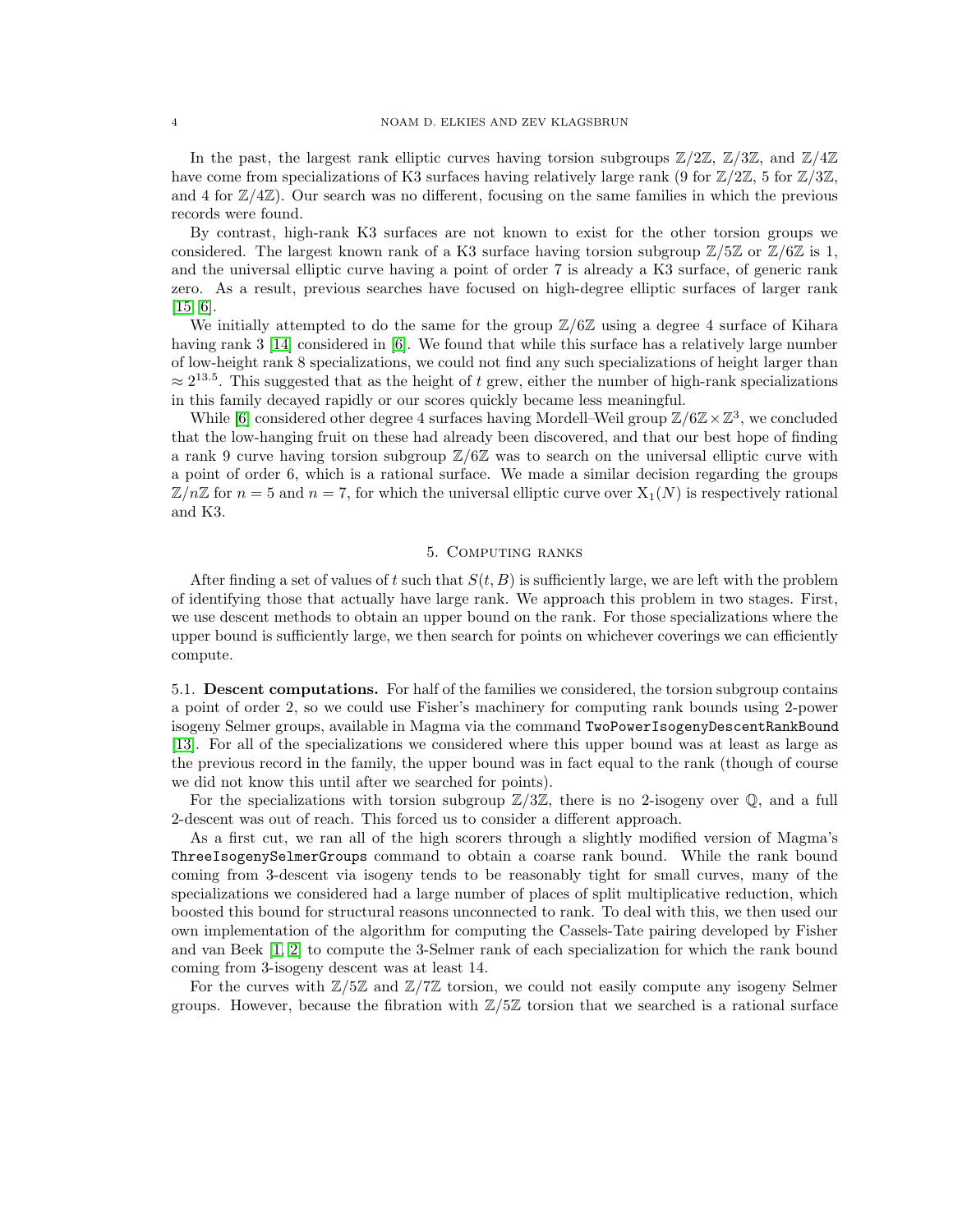In the past, the largest rank elliptic curves having torsion subgroups $\mathbb{Z}/2\mathbb{Z}$, $\mathbb{Z}/3\mathbb{Z}$, and $\mathbb{Z}/4\mathbb{Z}$ have come from specializations of K3 surfaces having relatively large rank (9 for $\mathbb{Z}/2\mathbb{Z}$, 5 for $\mathbb{Z}/3\mathbb{Z}$, and 4 for $\mathbb{Z}/4\mathbb{Z}$). Our search was no different, focusing on the same families in which the previous records were found.

By contrast, high-rank K3 surfaces are not known to exist for the other torsion groups we considered. The largest known rank of a K3 surface having torsion subgroup $\mathbb{Z}/5\mathbb{Z}$ or $\mathbb{Z}/6\mathbb{Z}$ is 1, and the universal elliptic curve having a point of order 7 is already a K3 surface, of generic rank zero. As a result, previous searches have focused on high-degree elliptic surfaces of larger rank [15, 6].

We initially attempted to do the same for the group $\mathbb{Z}/6\mathbb{Z}$ using a degree 4 surface of Kihara having rank 3 [14] considered in [6]. We found that while this surface has a relatively large number of low-height rank 8 specializations, we could not find any such specializations of height larger than $\approx 2^{13.5}$. This suggested that as the height of $t$ grew, either the number of high-rank specializations in this family decayed rapidly or our scores quickly became less meaningful.

While [6] considered other degree 4 surfaces having Mordell–Weil group $\mathbb{Z}/6\mathbb{Z} \times \mathbb{Z}^3$, we concluded that the low-hanging fruit on these had already been discovered, and that our best hope of finding a rank 9 curve having torsion subgroup $\mathbb{Z}/6\mathbb{Z}$ was to search on the universal elliptic curve with a point of order 6, which is a rational surface. We made a similar decision regarding the groups $\mathbb{Z}/n\mathbb{Z}$ for $n = 5$ and $n = 7$, for which the universal elliptic curve over $\mathrm{X}_1(N)$ is respectively rational and K3.

## 5. Computing ranks

After finding a set of values of $t$ such that $S(t, B)$ is sufficiently large, we are left with the problem of identifying those that actually have large rank. We approach this problem in two stages. First, we use descent methods to obtain an upper bound on the rank. For those specializations where the upper bound is sufficiently large, we then search for points on whichever coverings we can efficiently compute.

**5.1. Descent computations.** For half of the families we considered, the torsion subgroup contains a point of order 2, so we could use Fisher's machinery for computing rank bounds using 2-power isogeny Selmer groups, available in Magma via the command `TwoPowerIsogenyDescentRankBound` [13]. For all of the specializations we considered where this upper bound was at least as large as the previous record in the family, the upper bound was in fact equal to the rank (though of course we did not know this until after we searched for points).

For the specializations with torsion subgroup $\mathbb{Z}/3\mathbb{Z}$, there is no 2-isogeny over $\mathbb{Q}$, and a full 2-descent was out of reach. This forced us to consider a different approach.

As a first cut, we ran all of the high scorers through a slightly modified version of Magma's `ThreeIsogenySelmerGroups` command to obtain a coarse rank bound. While the rank bound coming from 3-descent via isogeny tends to be reasonably tight for small curves, many of the specializations we considered had a large number of places of split multiplicative reduction, which boosted this bound for structural reasons unconnected to rank. To deal with this, we then used our own implementation of the algorithm for computing the Cassels-Tate pairing developed by Fisher and van Beek [1, 2] to compute the 3-Selmer rank of each specialization for which the rank bound coming from 3-isogeny descent was at least 14.

For the curves with $\mathbb{Z}/5\mathbb{Z}$ and $\mathbb{Z}/7\mathbb{Z}$ torsion, we could not easily compute any isogeny Selmer groups. However, because the fibration with $\mathbb{Z}/5\mathbb{Z}$ torsion that we searched is a rational surface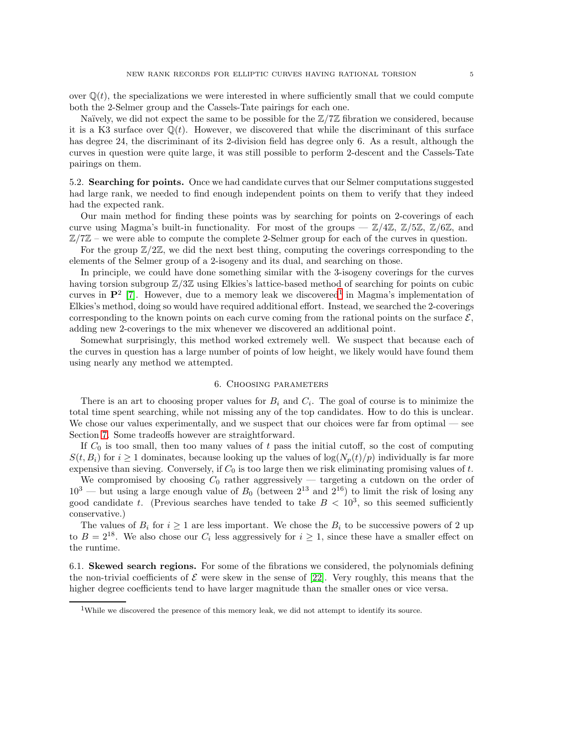over $\mathbb{Q}(t)$, the specializations we were interested in where sufficiently small that we could compute both the 2-Selmer group and the Cassels-Tate pairings for each one.

Naïvely, we did not expect the same to be possible for the $\mathbb{Z}/7\mathbb{Z}$ fibration we considered, because it is a K3 surface over $\mathbb{Q}(t)$. However, we discovered that while the discriminant of this surface has degree 24, the discriminant of its 2-division field has degree only 6. As a result, although the curves in question were quite large, it was still possible to perform 2-descent and the Cassels-Tate pairings on them.

**5.2. Searching for points.** Once we had candidate curves that our Selmer computations suggested had large rank, we needed to find enough independent points on them to verify that they indeed had the expected rank.

Our main method for finding these points was by searching for points on 2-coverings of each curve using Magma's built-in functionality. For most of the groups — $\mathbb{Z}/4\mathbb{Z}$, $\mathbb{Z}/5\mathbb{Z}$, $\mathbb{Z}/6\mathbb{Z}$, and $\mathbb{Z}/7\mathbb{Z}$ – we were able to compute the complete 2-Selmer group for each of the curves in question.

For the group $\mathbb{Z}/2\mathbb{Z}$, we did the next best thing, computing the coverings corresponding to the elements of the Selmer group of a 2-isogeny and its dual, and searching on those.

In principle, we could have done something similar with the 3-isogeny coverings for the curves having torsion subgroup $\mathbb{Z}/3\mathbb{Z}$ using Elkies's lattice-based method of searching for points on cubic curves in $\mathbf{P}^2$ [7]. However, due to a memory leak we discovered[1] in Magma's implementation of Elkies's method, doing so would have required additional effort. Instead, we searched the 2-coverings corresponding to the known points on each curve coming from the rational points on the surface $\mathcal{E}$, adding new 2-coverings to the mix whenever we discovered an additional point.

Somewhat surprisingly, this method worked extremely well. We suspect that because each of the curves in question has a large number of points of low height, we likely would have found them using nearly any method we attempted.

## 6. Choosing parameters

There is an art to choosing proper values for $B_i$ and $C_i$. The goal of course is to minimize the total time spent searching, while not missing any of the top candidates. How to do this is unclear. We chose our values experimentally, and we suspect that our choices were far from optimal — see Section 7. Some tradeoffs however are straightforward.

If $C_0$ is too small, then too many values of $t$ pass the initial cutoff, so the cost of computing $S(t, B_i)$ for $i \geq 1$ dominates, because looking up the values of $\log(N_p(t)/p)$ individually is far more expensive than sieving. Conversely, if $C_0$ is too large then we risk eliminating promising values of $t$.

We compromised by choosing $C_0$ rather aggressively — targeting a cutdown on the order of $10^3$ — but using a large enough value of $B_0$ (between $2^{13}$ and $2^{16}$) to limit the risk of losing any good candidate $t$. (Previous searches have tended to take $B < 10^3$, so this seemed sufficiently conservative.)

The values of $B_i$ for $i \geq 1$ are less important. We chose the $B_i$ to be successive powers of 2 up to $B = 2^{18}$. We also chose our $C_i$ less aggressively for $i \geq 1$, since these have a smaller effect on the runtime.

**6.1. Skewed search regions.** For some of the fibrations we considered, the polynomials defining the non-trivial coefficients of $\mathcal{E}$ were skew in the sense of [22]. Very roughly, this means that the higher degree coefficients tend to have larger magnitude than the smaller ones or vice versa.

[1] While we discovered the presence of this memory leak, we did not attempt to identify its source.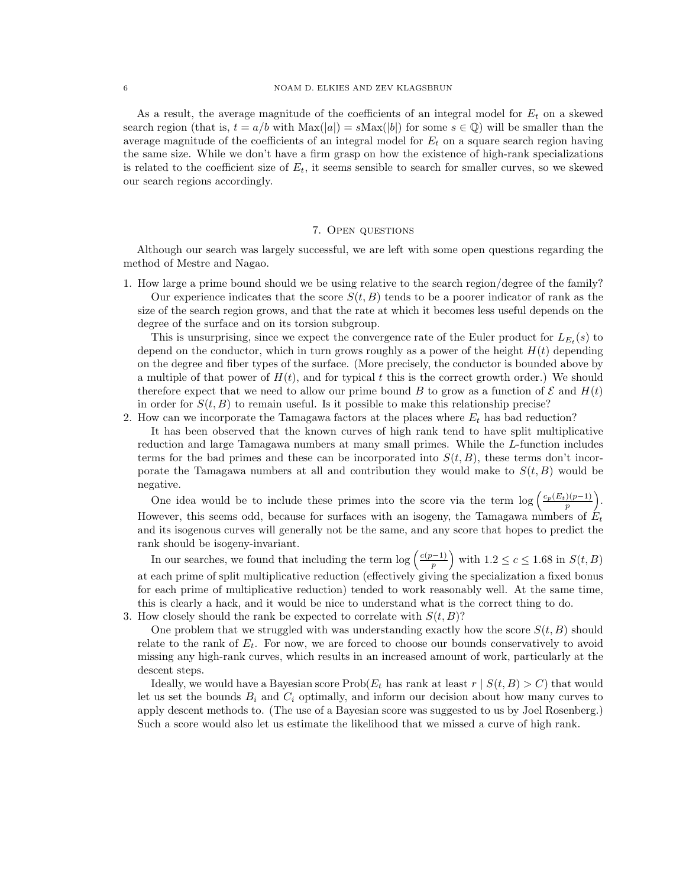As a result, the average magnitude of the coefficients of an integral model for $E_t$ on a skewed search region (that is, $t = a/b$ with $\mathrm{Max}(|a|) = s\mathrm{Max}(|b|)$ for some $s \in \mathbb{Q}$) will be smaller than the average magnitude of the coefficients of an integral model for $E_t$ on a square search region having the same size. While we don't have a firm grasp on how the existence of high-rank specializations is related to the coefficient size of $E_t$, it seems sensible to search for smaller curves, so we skewed our search regions accordingly.

## 7. Open questions

Although our search was largely successful, we are left with some open questions regarding the method of Mestre and Nagao.

1. How large a prime bound should we be using relative to the search region/degree of the family?

   Our experience indicates that the score $S(t, B)$ tends to be a poorer indicator of rank as the size of the search region grows, and that the rate at which it becomes less useful depends on the degree of the surface and on its torsion subgroup.

   This is unsurprising, since we expect the convergence rate of the Euler product for $L_{E_t}(s)$ to depend on the conductor, which in turn grows roughly as a power of the height $H(t)$ depending on the degree and fiber types of the surface. (More precisely, the conductor is bounded above by a multiple of that power of $H(t)$, and for typical $t$ this is the correct growth order.) We should therefore expect that we need to allow our prime bound $B$ to grow as a function of $\mathcal{E}$ and $H(t)$ in order for $S(t, B)$ to remain useful. Is it possible to make this relationship precise?

2. How can we incorporate the Tamagawa factors at the places where $E_t$ has bad reduction?

   It has been observed that the known curves of high rank tend to have split multiplicative reduction and large Tamagawa numbers at many small primes. While the $L$-function includes terms for the bad primes and these can be incorporated into $S(t, B)$, these terms don't incorporate the Tamagawa numbers at all and contribution they would make to $S(t, B)$ would be negative.

   One idea would be to include these primes into the score via the term $\log\left(\frac{c_p(E_t)(p-1)}{p}\right)$. However, this seems odd, because for surfaces with an isogeny, the Tamagawa numbers of $E_t$ and its isogenous curves will generally not be the same, and any score that hopes to predict the rank should be isogeny-invariant.

   In our searches, we found that including the term $\log\left(\frac{c(p-1)}{p}\right)$ with $1.2 \leq c \leq 1.68$ in $S(t, B)$ at each prime of split multiplicative reduction (effectively giving the specialization a fixed bonus for each prime of multiplicative reduction) tended to work reasonably well. At the same time, this is clearly a hack, and it would be nice to understand what is the correct thing to do.

3. How closely should the rank be expected to correlate with $S(t, B)$?

   One problem that we struggled with was understanding exactly how the score $S(t, B)$ should relate to the rank of $E_t$. For now, we are forced to choose our bounds conservatively to avoid missing any high-rank curves, which results in an increased amount of work, particularly at the descent steps.

   Ideally, we would have a Bayesian score $\mathrm{Prob}(E_t \text{ has rank at least } r \mid S(t, B) > C)$ that would let us set the bounds $B_i$ and $C_i$ optimally, and inform our decision about how many curves to apply descent methods to. (The use of a Bayesian score was suggested to us by Joel Rosenberg.) Such a score would also let us estimate the likelihood that we missed a curve of high rank.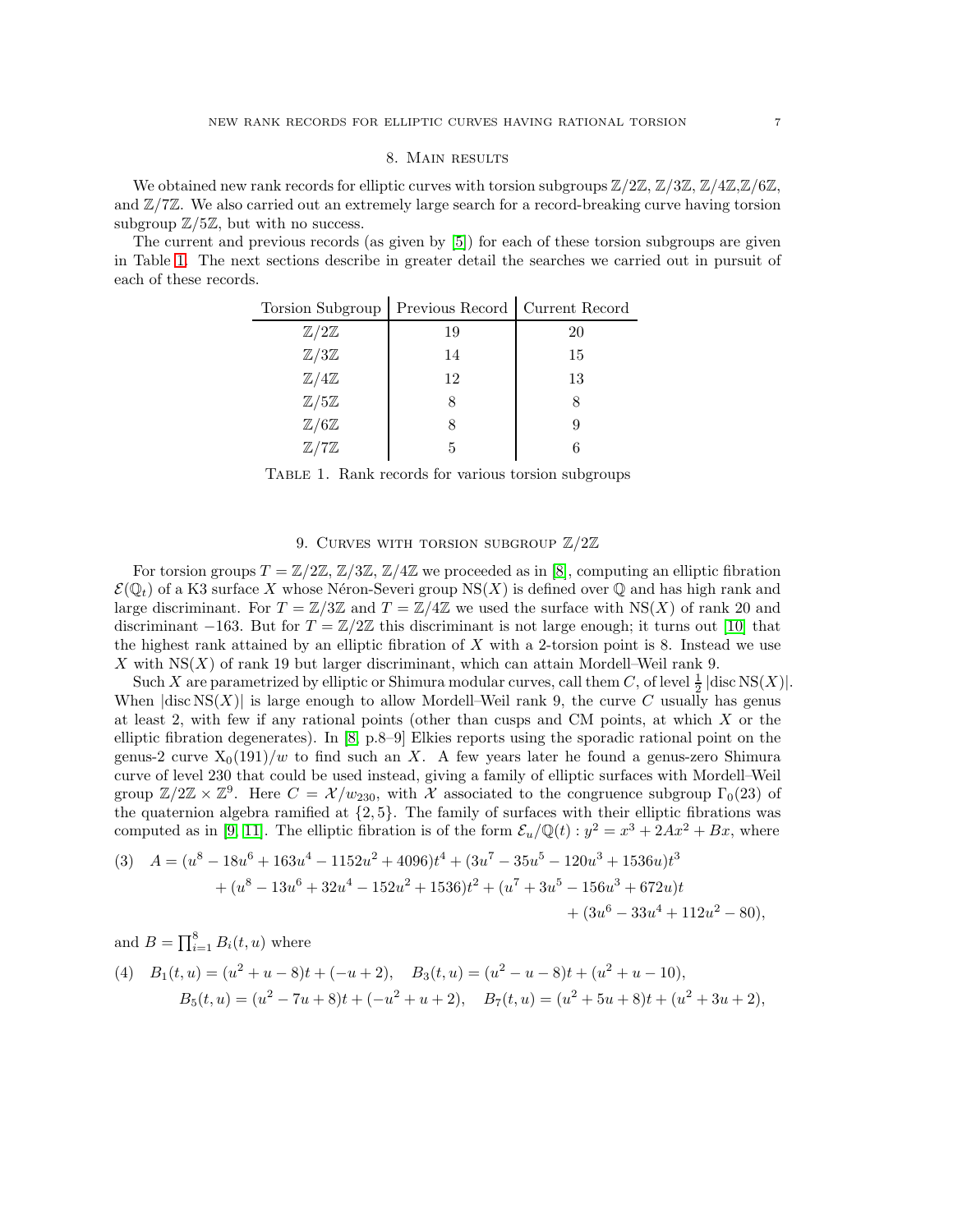## 8. Main results

We obtained new rank records for elliptic curves with torsion subgroups $\mathbb{Z}/2\mathbb{Z}$, $\mathbb{Z}/3\mathbb{Z}$, $\mathbb{Z}/4\mathbb{Z}$,$\mathbb{Z}/6\mathbb{Z}$, and $\mathbb{Z}/7\mathbb{Z}$. We also carried out an extremely large search for a record-breaking curve having torsion subgroup $\mathbb{Z}/5\mathbb{Z}$, but with no success.

The current and previous records (as given by [5]) for each of these torsion subgroups are given in Table 1. The next sections describe in greater detail the searches we carried out in pursuit of each of these records.

| Torsion Subgroup | Previous Record | Current Record |
|---|---|---|
| $\mathbb{Z}/2\mathbb{Z}$ | 19 | 20 |
| $\mathbb{Z}/3\mathbb{Z}$ | 14 | 15 |
| $\mathbb{Z}/4\mathbb{Z}$ | 12 | 13 |
| $\mathbb{Z}/5\mathbb{Z}$ | 8 | 8 |
| $\mathbb{Z}/6\mathbb{Z}$ | 8 | 9 |
| $\mathbb{Z}/7\mathbb{Z}$ | 5 | 6 |

Table 1. Rank records for various torsion subgroups

## 9. Curves with torsion subgroup $\mathbb{Z}/2\mathbb{Z}$

For torsion groups $T = \mathbb{Z}/2\mathbb{Z}$, $\mathbb{Z}/3\mathbb{Z}$, $\mathbb{Z}/4\mathbb{Z}$ we proceeded as in [8], computing an elliptic fibration $\mathcal{E}(\mathbb{Q}_t)$ of a K3 surface $X$ whose Néron-Severi group $\mathrm{NS}(X)$ is defined over $\mathbb{Q}$ and has high rank and large discriminant. For $T = \mathbb{Z}/3\mathbb{Z}$ and $T = \mathbb{Z}/4\mathbb{Z}$ we used the surface with $\mathrm{NS}(X)$ of rank 20 and discriminant $-163$. But for $T = \mathbb{Z}/2\mathbb{Z}$ this discriminant is not large enough; it turns out [10] that the highest rank attained by an elliptic fibration of $X$ with a 2-torsion point is 8. Instead we use $X$ with $\mathrm{NS}(X)$ of rank 19 but larger discriminant, which can attain Mordell–Weil rank 9.

Such $X$ are parametrized by elliptic or Shimura modular curves, call them $C$, of level $\frac{1}{2}\,|\mathrm{disc}\,\mathrm{NS}(X)|$. When $|\mathrm{disc}\,\mathrm{NS}(X)|$ is large enough to allow Mordell–Weil rank 9, the curve $C$ usually has genus at least 2, with few if any rational points (other than cusps and CM points, at which $X$ or the elliptic fibration degenerates). In [8, p.8–9] Elkies reports using the sporadic rational point on the genus-2 curve $\mathrm{X}_0(191)/w$ to find such an $X$. A few years later he found a genus-zero Shimura curve of level 230 that could be used instead, giving a family of elliptic surfaces with Mordell–Weil group $\mathbb{Z}/2\mathbb{Z} \times \mathbb{Z}^9$. Here $C = \mathcal{X}/w_{230}$, with $\mathcal{X}$ associated to the congruence subgroup $\Gamma_0(23)$ of the quaternion algebra ramified at $\{2, 5\}$. The family of surfaces with their elliptic fibrations was computed as in [9, 11]. The elliptic fibration is of the form $\mathcal{E}_u/\mathbb{Q}(t) : y^2 = x^3 + 2Ax^2 + Bx$, where

$$
\begin{aligned}
(3)\quad A = {} & (u^8 - 18u^6 + 163u^4 - 1152u^2 + 4096)t^4 + (3u^7 - 35u^5 - 120u^3 + 1536u)t^3 \\
& + (u^8 - 13u^6 + 32u^4 - 152u^2 + 1536)t^2 + (u^7 + 3u^5 - 156u^3 + 672u)t \\
& + (3u^6 - 33u^4 + 112u^2 - 80),
\end{aligned}
$$

and $B = \prod_{i=1}^{8} B_i(t, u)$ where

$$
\begin{aligned}
(4)\quad & B_1(t, u) = (u^2 + u - 8)t + (-u + 2), \quad B_3(t, u) = (u^2 - u - 8)t + (u^2 + u - 10), \\
& B_5(t, u) = (u^2 - 7u + 8)t + (-u^2 + u + 2), \quad B_7(t, u) = (u^2 + 5u + 8)t + (u^2 + 3u + 2),
\end{aligned}
$$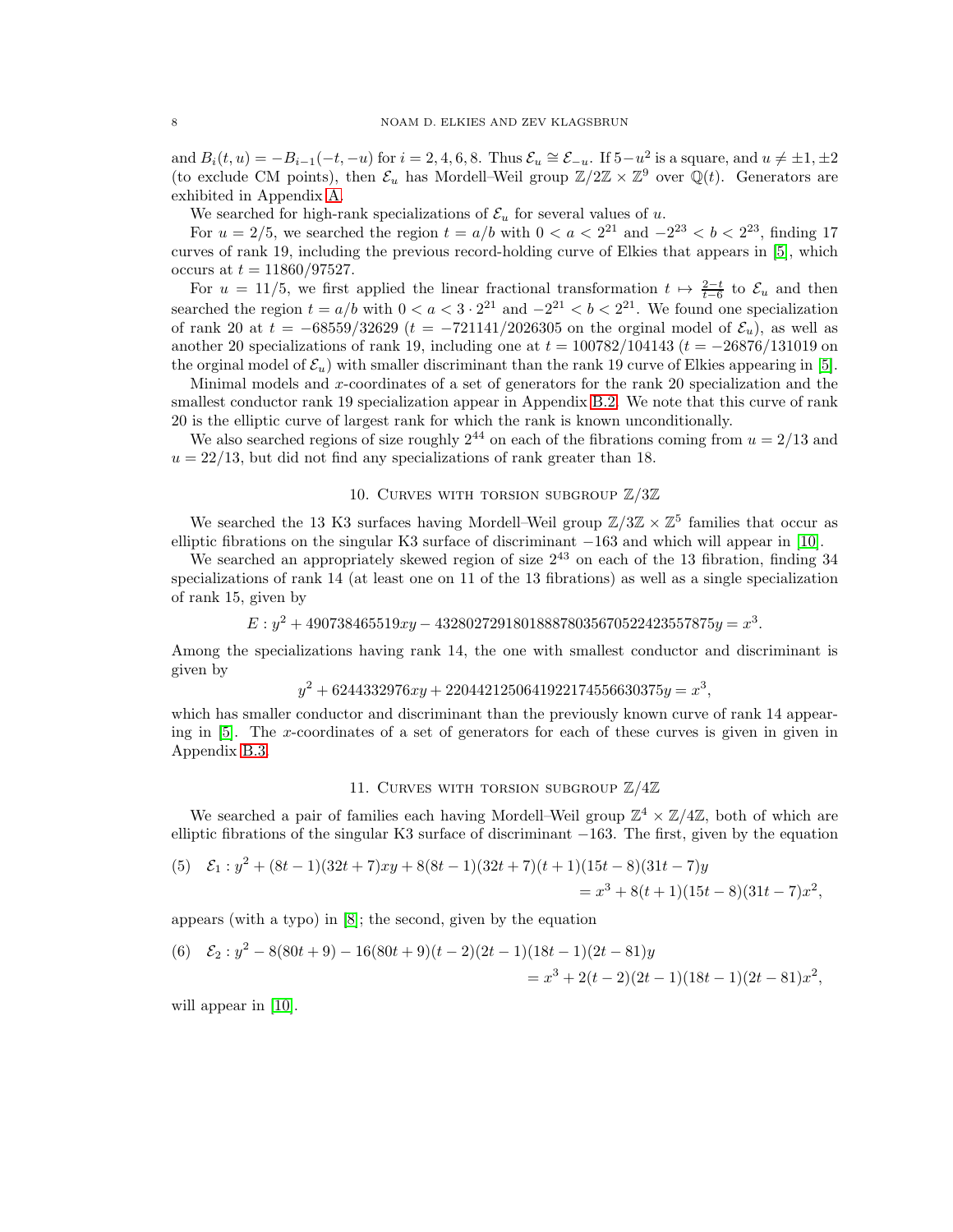and $B_i(t,u) = -B_{i-1}(-t,-u)$ for $i = 2, 4, 6, 8$. Thus $\mathcal{E}_u \cong \mathcal{E}_{-u}$. If $5-u^2$ is a square, and $u \neq \pm 1, \pm 2$ (to exclude CM points), then $\mathcal{E}_u$ has Mordell–Weil group $\mathbb{Z}/2\mathbb{Z} \times \mathbb{Z}^9$ over $\mathbb{Q}(t)$. Generators are exhibited in Appendix A.

We searched for high-rank specializations of $\mathcal{E}_u$ for several values of $u$.

For $u = 2/5$, we searched the region $t = a/b$ with $0 < a < 2^{21}$ and $-2^{23} < b < 2^{23}$, finding 17 curves of rank 19, including the previous record-holding curve of Elkies that appears in [5], which occurs at $t = 11860/97527$.

For $u = 11/5$, we first applied the linear fractional transformation $t \mapsto \frac{2-t}{t-6}$ to $\mathcal{E}_u$ and then searched the region $t = a/b$ with $0 < a < 3 \cdot 2^{21}$ and $-2^{21} < b < 2^{21}$. We found one specialization of rank 20 at $t = -68559/32629$ ($t = -721141/2026305$ on the orginal model of $\mathcal{E}_u$), as well as another 20 specializations of rank 19, including one at $t = 100782/104143$ ($t = -26876/131019$ on the orginal model of $\mathcal{E}_u$) with smaller discriminant than the rank 19 curve of Elkies appearing in [5].

Minimal models and $x$-coordinates of a set of generators for the rank 20 specialization and the smallest conductor rank 19 specialization appear in Appendix B.2. We note that this curve of rank 20 is the elliptic curve of largest rank for which the rank is known unconditionally.

We also searched regions of size roughly $2^{44}$ on each of the fibrations coming from $u = 2/13$ and $u = 22/13$, but did not find any specializations of rank greater than 18.

## 10. Curves with torsion subgroup $\mathbb{Z}/3\mathbb{Z}$

We searched the 13 K3 surfaces having Mordell–Weil group $\mathbb{Z}/3\mathbb{Z} \times \mathbb{Z}^5$ families that occur as elliptic fibrations on the singular K3 surface of discriminant $-163$ and which will appear in [10].

We searched an appropriately skewed region of size $2^{43}$ on each of the 13 fibration, finding 34 specializations of rank 14 (at least one on 11 of the 13 fibrations) as well as a single specialization of rank 15, given by

$$E : y^2 + 490738465519xy - 4328027291801888780356705224235578\,75y = x^3.$$

Among the specializations having rank 14, the one with smallest conductor and discriminant is given by

$$y^2 + 6244332976xy + 22044212506419221745566303 75y = x^3,$$

which has smaller conductor and discriminant than the previously known curve of rank 14 appearing in [5]. The $x$-coordinates of a set of generators for each of these curves is given in given in Appendix B.3.

## 11. Curves with torsion subgroup $\mathbb{Z}/4\mathbb{Z}$

We searched a pair of families each having Mordell–Weil group $\mathbb{Z}^4 \times \mathbb{Z}/4\mathbb{Z}$, both of which are elliptic fibrations of the singular K3 surface of discriminant $-163$. The first, given by the equation

$$(5) \quad \mathcal{E}_1 : y^2 + (8t-1)(32t+7)xy + 8(8t-1)(32t+7)(t+1)(15t-8)(31t-7)y = x^3 + 8(t+1)(15t-8)(31t-7)x^2,$$

appears (with a typo) in [8]; the second, given by the equation

$$(6) \quad \mathcal{E}_2 : y^2 - 8(80t+9) - 16(80t+9)(t-2)(2t-1)(18t-1)(2t-81)y = x^3 + 2(t-2)(2t-1)(18t-1)(2t-81)x^2,$$

will appear in [10].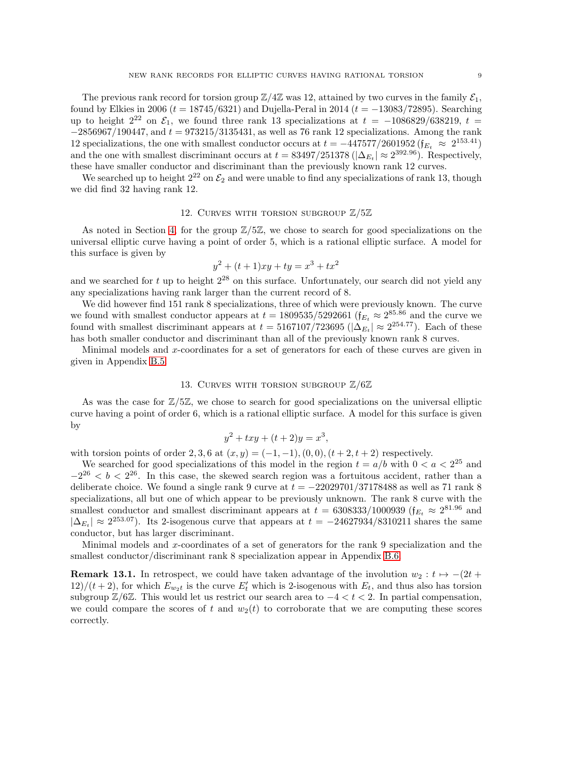The previous rank record for torsion group $\mathbb{Z}/4\mathbb{Z}$ was 12, attained by two curves in the family $\mathcal{E}_1$, found by Elkies in 2006 ($t = 18745/6321$) and Dujella-Peral in 2014 ($t = -13083/72895$). Searching up to height $2^{22}$ on $\mathcal{E}_1$, we found three rank 13 specializations at $t = -1086829/638219$, $t = -2856967/190447$, and $t = 973215/3135431$, as well as 76 rank 12 specializations. Among the rank 12 specializations, the one with smallest conductor occurs at $t = -447577/2601952$ ($\mathfrak{f}_{E_t} \approx 2^{153.41}$) and the one with smallest discriminant occurs at $t = 83497/251378$ ($|\Delta_{E_t}| \approx 2^{392.96}$). Respectively, these have smaller conductor and discriminant than the previously known rank 12 curves.

We searched up to height $2^{22}$ on $\mathcal{E}_2$ and were unable to find any specializations of rank 13, though we did find 32 having rank 12.

## 12. Curves with torsion subgroup $\mathbb{Z}/5\mathbb{Z}$

As noted in Section 4, for the group $\mathbb{Z}/5\mathbb{Z}$, we chose to search for good specializations on the universal elliptic curve having a point of order 5, which is a rational elliptic surface. A model for this surface is given by

$$y^2 + (t+1)xy + ty = x^3 + tx^2$$

and we searched for $t$ up to height $2^{28}$ on this surface. Unfortunately, our search did not yield any any specializations having rank larger than the current record of 8.

We did however find 151 rank 8 specializations, three of which were previously known. The curve we found with smallest conductor appears at $t = 1809535/5292661$ ($\mathfrak{f}_{E_t} \approx 2^{85.86}$ and the curve we found with smallest discriminant appears at $t = 5167107/723695$ ($|\Delta_{E_t}| \approx 2^{254.77}$). Each of these has both smaller conductor and discriminant than all of the previously known rank 8 curves.

Minimal models and $x$-coordinates for a set of generators for each of these curves are given in given in Appendix B.5.

## 13. Curves with torsion subgroup $\mathbb{Z}/6\mathbb{Z}$

As was the case for $\mathbb{Z}/5\mathbb{Z}$, we chose to search for good specializations on the universal elliptic curve having a point of order 6, which is a rational elliptic surface. A model for this surface is given by

$$y^2 + txy + (t+2)y = x^3,$$

with torsion points of order 2, 3, 6 at $(x, y) = (-1, -1), (0, 0), (t+2, t+2)$ respectively.

We searched for good specializations of this model in the region $t = a/b$ with $0 < a < 2^{25}$ and $-2^{26} < b < 2^{26}$. In this case, the skewed search region was a fortuitous accident, rather than a deliberate choice. We found a single rank 9 curve at $t = -22029701/37178488$ as well as 71 rank 8 specializations, all but one of which appear to be previously unknown. The rank 8 curve with the smallest conductor and smallest discriminant appears at $t = 6308333/1000939$ ($\mathfrak{f}_{E_t} \approx 2^{81.96}$ and $|\Delta_{E_t}| \approx 2^{253.07}$). Its 2-isogenous curve that appears at $t = -24627934/8310211$ shares the same conductor, but has larger discriminant.

Minimal models and $x$-coordinates of a set of generators for the rank 9 specialization and the smallest conductor/discriminant rank 8 specialization appear in Appendix B.6.

**Remark 13.1.** In retrospect, we could have taken advantage of the involution $w_2 : t \mapsto -(2t + 12)/(t+2)$, for which $E_{w_2 t}$ is the curve $E'_t$ which is 2-isogenous with $E_t$, and thus also has torsion subgroup $\mathbb{Z}/6\mathbb{Z}$. This would let us restrict our search area to $-4 < t < 2$. In partial compensation, we could compare the scores of $t$ and $w_2(t)$ to corroborate that we are computing these scores correctly.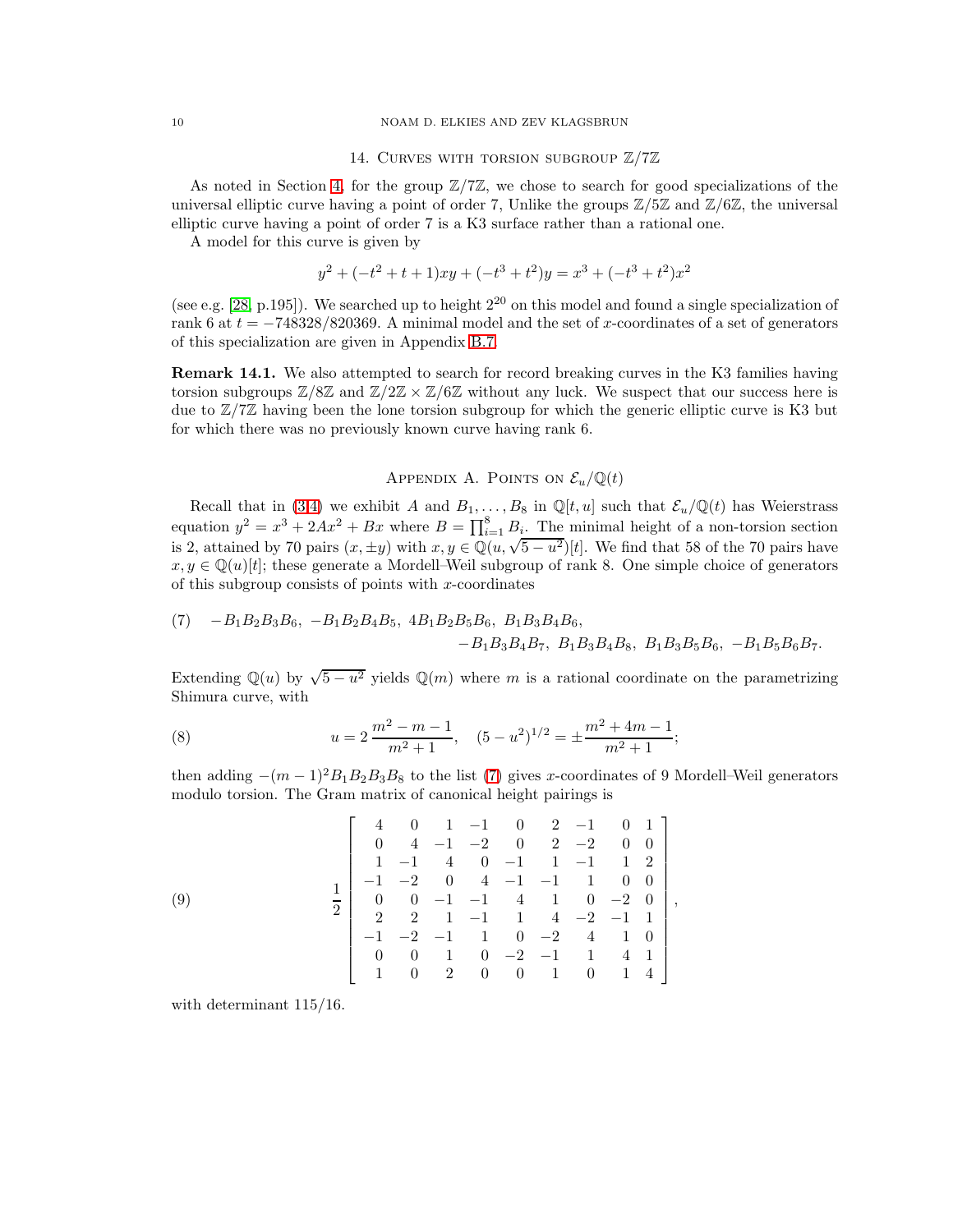## 14. Curves with torsion subgroup $\mathbb{Z}/7\mathbb{Z}$

As noted in Section 4, for the group $\mathbb{Z}/7\mathbb{Z}$, we chose to search for good specializations of the universal elliptic curve having a point of order 7, Unlike the groups $\mathbb{Z}/5\mathbb{Z}$ and $\mathbb{Z}/6\mathbb{Z}$, the universal elliptic curve having a point of order 7 is a K3 surface rather than a rational one.

A model for this curve is given by

$$y^2 + (-t^2 + t + 1)xy + (-t^3 + t^2)y = x^3 + (-t^3 + t^2)x^2$$

(see e.g. [28, p.195]). We searched up to height $2^{20}$ on this model and found a single specialization of rank 6 at $t = -748328/820369$. A minimal model and the set of $x$-coordinates of a set of generators of this specialization are given in Appendix B.7.

**Remark 14.1.** We also attempted to search for record breaking curves in the K3 families having torsion subgroups $\mathbb{Z}/8\mathbb{Z}$ and $\mathbb{Z}/2\mathbb{Z} \times \mathbb{Z}/6\mathbb{Z}$ without any luck. We suspect that our success here is due to $\mathbb{Z}/7\mathbb{Z}$ having been the lone torsion subgroup for which the generic elliptic curve is K3 but for which there was no previously known curve having rank 6.

## Appendix A. Points on $\mathcal{E}_u/\mathbb{Q}(t)$

Recall that in (3|4) we exhibit $A$ and $B_1, \ldots, B_8$ in $\mathbb{Q}[t, u]$ such that $\mathcal{E}_u/\mathbb{Q}(t)$ has Weierstrass equation $y^2 = x^3 + 2Ax^2 + Bx$ where $B = \prod_{i=1}^{8} B_i$. The minimal height of a non-torsion section is 2, attained by 70 pairs $(x, \pm y)$ with $x, y \in \mathbb{Q}(u, \sqrt{5 - u^2})[t]$. We find that 58 of the 70 pairs have $x, y \in \mathbb{Q}(u)[t]$; these generate a Mordell–Weil subgroup of rank 8. One simple choice of generators of this subgroup consists of points with $x$-coordinates

$$(7) \quad -B_1B_2B_3B_6,\ -B_1B_2B_4B_5,\ 4B_1B_2B_5B_6,\ B_1B_3B_4B_6, \\ -B_1B_3B_4B_7,\ B_1B_3B_4B_8,\ B_1B_3B_5B_6,\ -B_1B_5B_6B_7.$$

Extending $\mathbb{Q}(u)$ by $\sqrt{5 - u^2}$ yields $\mathbb{Q}(m)$ where $m$ is a rational coordinate on the parametrizing Shimura curve, with

$$(8) \qquad u = 2\,\frac{m^2 - m - 1}{m^2 + 1}, \quad (5 - u^2)^{1/2} = \pm\frac{m^2 + 4m - 1}{m^2 + 1};$$

then adding $-(m-1)^2 B_1B_2B_3B_8$ to the list (7) gives $x$-coordinates of 9 Mordell–Weil generators modulo torsion. The Gram matrix of canonical height pairings is

$$(9) \qquad \frac{1}{2}\begin{bmatrix} 4 & 0 & 1 & -1 & 0 & 2 & -1 & 0 & 1 \\ 0 & 4 & -1 & -2 & 0 & 2 & -2 & 0 & 0 \\ 1 & -1 & 4 & 0 & -1 & 1 & -1 & 1 & 2 \\ -1 & -2 & 0 & 4 & -1 & -1 & 1 & 0 & 0 \\ 0 & 0 & -1 & -1 & 4 & 1 & 0 & -2 & 0 \\ 2 & 2 & 1 & -1 & 1 & 4 & -2 & -1 & 1 \\ -1 & -2 & -1 & 1 & 0 & -2 & 4 & 1 & 0 \\ 0 & 0 & 1 & 0 & -2 & -1 & 1 & 4 & 1 \\ 1 & 0 & 2 & 0 & 0 & 1 & 0 & 1 & 4 \end{bmatrix},$$

with determinant $115/16$.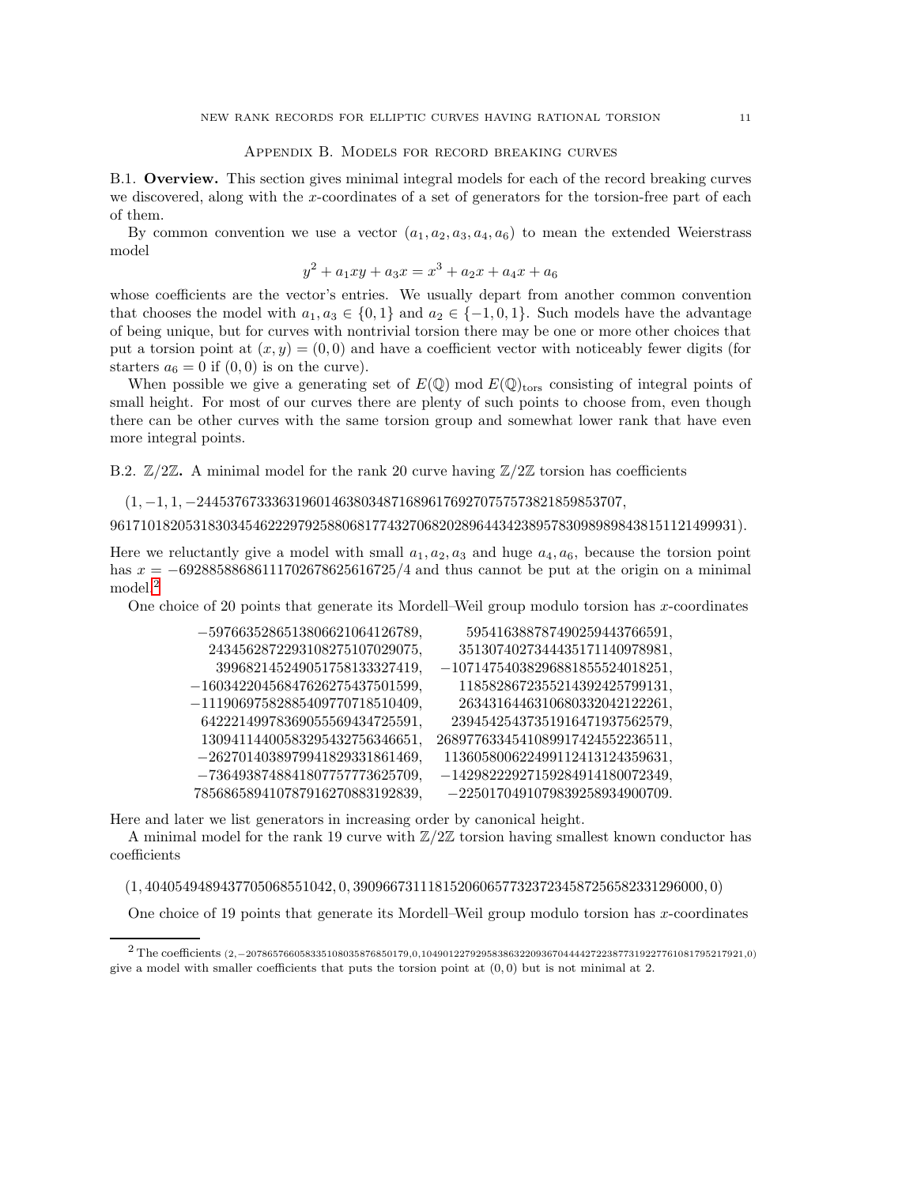## Appendix B. Models for record breaking curves

B.1. **Overview.** This section gives minimal integral models for each of the record breaking curves we discovered, along with the $x$-coordinates of a set of generators for the torsion-free part of each of them.

By common convention we use a vector $(a_1, a_2, a_3, a_4, a_6)$ to mean the extended Weierstrass model

$$y^2 + a_1xy + a_3x = x^3 + a_2x + a_4x + a_6$$

whose coefficients are the vector's entries. We usually depart from another common convention that chooses the model with $a_1, a_3 \in \{0, 1\}$ and $a_2 \in \{-1, 0, 1\}$. Such models have the advantage of being unique, but for curves with nontrivial torsion there may be one or more other choices that put a torsion point at $(x, y) = (0, 0)$ and have a coefficient vector with noticeably fewer digits (for starters $a_6 = 0$ if $(0, 0)$ is on the curve).

When possible we give a generating set of $E(\mathbb{Q})$ mod $E(\mathbb{Q})_{\mathrm{tors}}$ consisting of integral points of small height. For most of our curves there are plenty of such points to choose from, even though there can be other curves with the same torsion group and somewhat lower rank that have even more integral points.

B.2. $\mathbb{Z}/2\mathbb{Z}$. A minimal model for the rank 20 curve having $\mathbb{Z}/2\mathbb{Z}$ torsion has coefficients

$(1, -1, 1, -244537673336319601463803487168961769270757573821859853707,$
$961710182053183034546222979258806817743270682028964434238957830989898438151121499931).$

Here we reluctantly give a model with small $a_1, a_2, a_3$ and huge $a_4, a_6$, because the torsion point has $x = -69288588686111702678625616725/4$ and thus cannot be put at the origin on a minimal model.[2]

One choice of 20 points that generate its Mordell–Weil group modulo torsion has $x$-coordinates

$$\begin{array}{rr}
-5976635286513806621064126789, & 595416388787490259443766591, \\
2434562872293108275107029075, & 3513074027344435171140978981, \\
3996821452490517581333274l9, & -10714754038296881855524018251, \\
-16034220456847626275437501599, & 11858286723552143924257991 31, \\
-11190697582885409770718510409, & 26343164463106803320422122 61, \\
64222149978369055569434725591, & 23945425437351916471937562579, \\
130941144005832954327563466 51, & 268977633454108991742455223 6511, \\
-262701403897994182933186 1469, & 1136058006224991124131243596 31, \\
-7364938748841807757773625709, & -14298222927159284914180072349, \\
78568658941078791627088319 2839, & -22501704910798392589349 00709.
\end{array}$$

Here and later we list generators in increasing order by canonical height.

A minimal model for the rank 19 curve with $\mathbb{Z}/2\mathbb{Z}$ torsion having smallest known conductor has coefficients

$(1, 40405494894377050685510 42, 0, 3909667311181520606577323723458725658 2331296000, 0)$

One choice of 19 points that generate its Mordell–Weil group modulo torsion has $x$-coordinates

[2] The coefficients $(2, -20786576605833510803587685 0179, 0, 10490122792958386322093670444427223877319227761081795217921, 0)$ give a model with smaller coefficients that puts the torsion point at $(0, 0)$ but is not minimal at 2.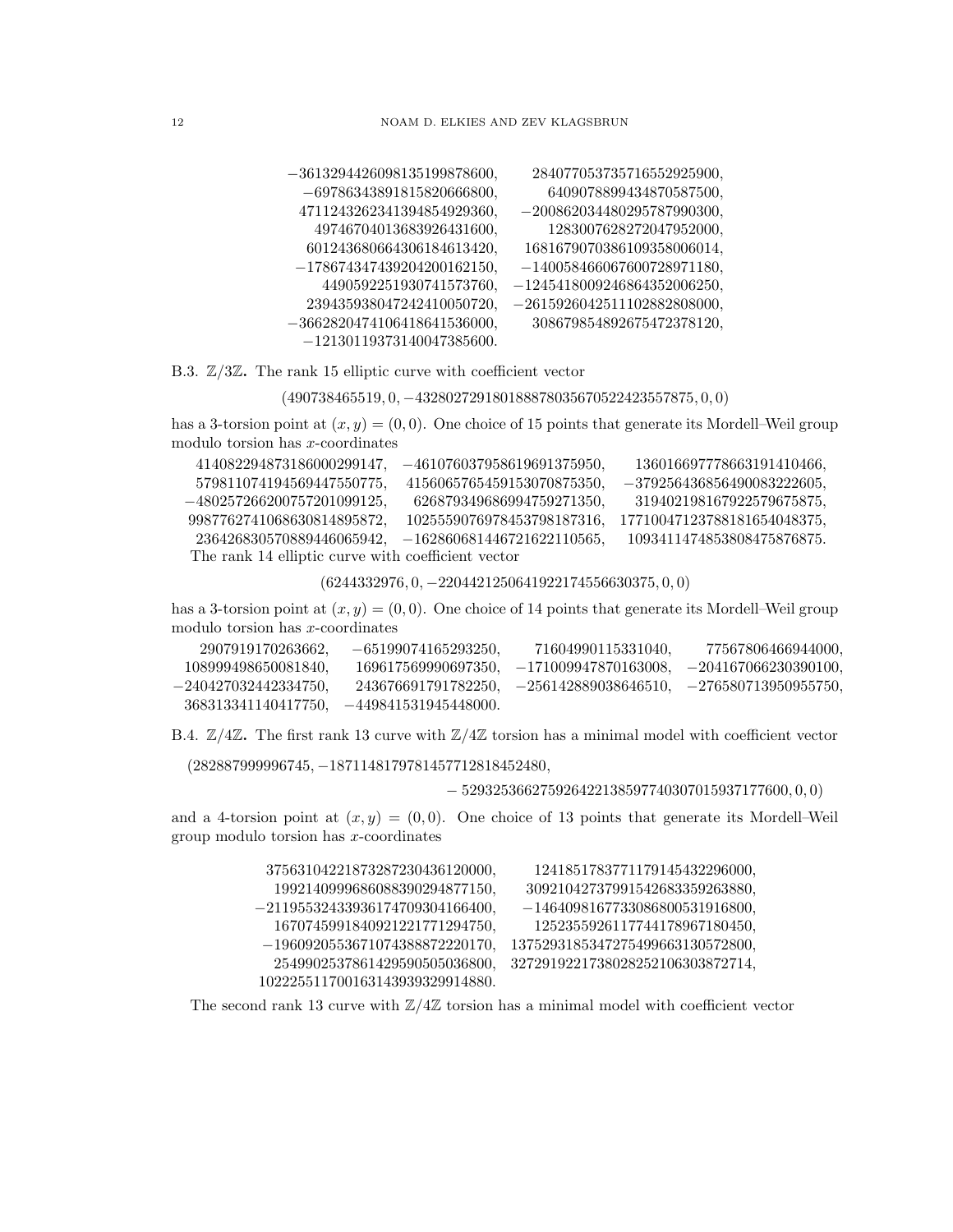$$
\begin{array}{rr}
-3613294426098135199878600, & 2840770537357165525925900, \\
-697863438918158206666800, & 640907889943487058750 0, \\
4711243262341394854929360, & -2008620344802957879903 00, \\
4974670401368392643160 0, & 1283007628272047952000, \\
6012436806643061846134 20, & 1681679070386109358006014, \\
-1786743474392042001621 50, & -1400584660676007289711 80, \\
4490592251930741573760, & -1245418009246864352006250, \\
2394359380472424100507 20, & -2615926042511102882808000, \\
-3662820474106418641536000, & 3086798548926754723781 20, \\
-1213011937314004738560 0. &
\end{array}
$$

B.3. $\mathbb{Z}/3\mathbb{Z}$**.** The rank 15 elliptic curve with coefficient vector

$$(490738465519, 0, -4328027291801888780356705224235578 75, 0, 0)$$

has a 3-torsion point at $(x, y) = (0, 0)$. One choice of 15 points that generate its Mordell–Weil group modulo torsion has $x$-coordinates

$$
\begin{array}{rrr}
414082294873186000299147, & -461076037958619691375950, & 136016697778663191410466, \\
579811074194569447550775, & 415606576545915307087535 0, & -379256436856490083222605, \\
-480257266200757201099125, & 626879349686994759271350, & 319402198167922579675875, \\
998776274106863081489587 2, & 1025559076978453798187316, & 1771004712378818165404837 5, \\
236426830570889446065942, & -162860681446721622110565, & 1093411474853808475876875.
\end{array}
$$

The rank 14 elliptic curve with coefficient vector

$$(6244332976, 0, -220442125064192217455663037 5, 0, 0)$$

has a 3-torsion point at $(x, y) = (0, 0)$. One choice of 14 points that generate its Mordell–Weil group modulo torsion has $x$-coordinates

$$
\begin{array}{rrrr}
2907919170263662, & -65199074165293250, & 71604990115331040, & 77567806466944000, \\
108999498650081840, & 169617569990697350, & -171009947870163008, & -204167066230390100, \\
-240427032442334750, & 243676691791782250, & -256142889038646510, & -276580713950955750, \\
368313341140417750, & -449841531945448000. & &
\end{array}
$$

B.4. $\mathbb{Z}/4\mathbb{Z}$**.** The first rank 13 curve with $\mathbb{Z}/4\mathbb{Z}$ torsion has a minimal model with coefficient vector

$$(282887999996745, -1871148179781457712818452480,$$
$$-5293253662759264221385977403070159371776 00, 0, 0)$$

and a 4-torsion point at $(x, y) = (0, 0)$. One choice of 13 points that generate its Mordell–Weil group modulo torsion has $x$-coordinates

$$
\begin{array}{rr}
375631042218732872304361200 00, & 12418517837711791454322960 00, \\
19921409996860883902948771 50, & 30921042737991542683359263880, \\
-21195532433936174709304166400, & -14640981677330868005319168 00, \\
16707459918409212217712947 50, & 12523559261177441789671804 50, \\
-19609205536710743888722201 70, & 13752931853472754996631305728 00, \\
25499025378614295905050368 00, & 32729192217380282521063038727 14, \\
10222551170016314393932991488 0. &
\end{array}
$$

The second rank 13 curve with $\mathbb{Z}/4\mathbb{Z}$ torsion has a minimal model with coefficient vector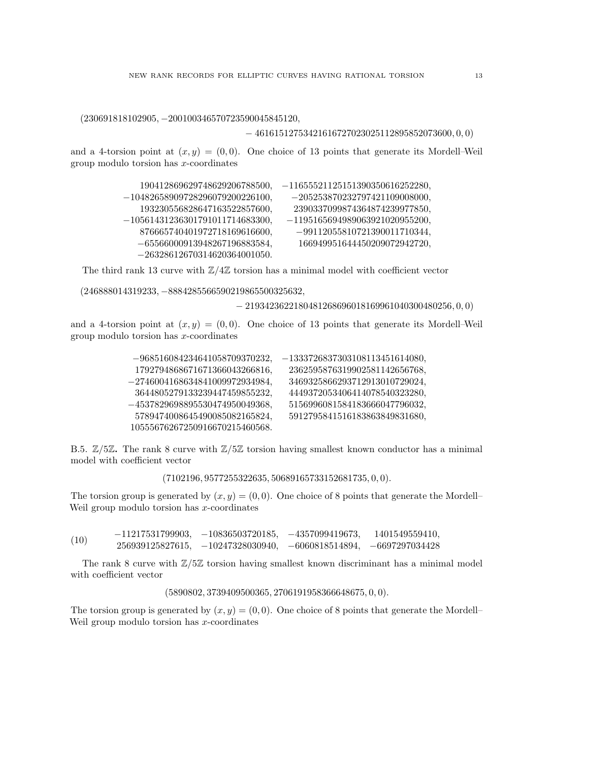$$(230691818102905, -2001003465707235900458451 20,$$

$$- 46161512753421616727023025112895852073600, 0, 0)$$

and a 4-torsion point at $(x, y) = (0, 0)$. One choice of 13 points that generate its Mordell–Weil group modulo torsion has $x$-coordinates

$$\begin{array}{rr}
190412869629748629206788500, & -11655521125151390350616252280, \\
-104826589097282960792002261 00, & -20525387023279742110900800 0, \\
193230556828647163522857600, & 239033709987436487423997785 0, \\
-105614312363017910117146833 00, & -11951656949890639210209552 00, \\
876665740401972718169616600, & -99112055810721390011710344, \\
-655660009139482671968835 84, & 166949951644450209072942720, \\
-2632861267031462036400105 0. &
\end{array}$$

The third rank 13 curve with $\mathbb{Z}/4\mathbb{Z}$ torsion has a minimal model with coefficient vector

$$(246888014319233, -888428556659021986550032563 2,$$

$$- 2193423622180481268696018169961040300480256, 0, 0)$$

and a 4-torsion point at $(x, y) = (0, 0)$. One choice of 13 points that generate its Mordell–Weil group modulo torsion has $x$-coordinates

$$\begin{array}{rr}
-968516084234641058709370232, & -13337268373031081134516140 80, \\
1792794868671671366043266816, & 2362595876319902581142656768, \\
-2746004168634841009972934984, & 3469325866293712913010729024, \\
3644805279133239447459855232, & 4449372053406414078540323280, \\
-4537829698895530474950049368, & 5156996081584183666047796032, \\
5789474008645490085082165824, & 5912795841516183863849831680, \\
10555676267250916670215460568. &
\end{array}$$

B.5. $\mathbb{Z}/5\mathbb{Z}$**.** The rank 8 curve with $\mathbb{Z}/5\mathbb{Z}$ torsion having smallest known conductor has a minimal model with coefficient vector

$$(7102196, 9577255322635, 50689165733152681735, 0, 0).$$

The torsion group is generated by $(x, y) = (0, 0)$. One choice of 8 points that generate the Mordell–Weil group modulo torsion has $x$-coordinates

$$\begin{array}{rrrr}
-11217531799903, & -10836503720185, & -4357099419673, & 1401549559410, \\
256939125827615, & -10247328030940, & -6060818514894, & -6697297034428
\end{array} \tag{10}$$

The rank 8 curve with $\mathbb{Z}/5\mathbb{Z}$ torsion having smallest known discriminant has a minimal model with coefficient vector

$$(5890802, 3739409500365, 2706191958366648675, 0, 0).$$

The torsion group is generated by $(x, y) = (0, 0)$. One choice of 8 points that generate the Mordell–Weil group modulo torsion has $x$-coordinates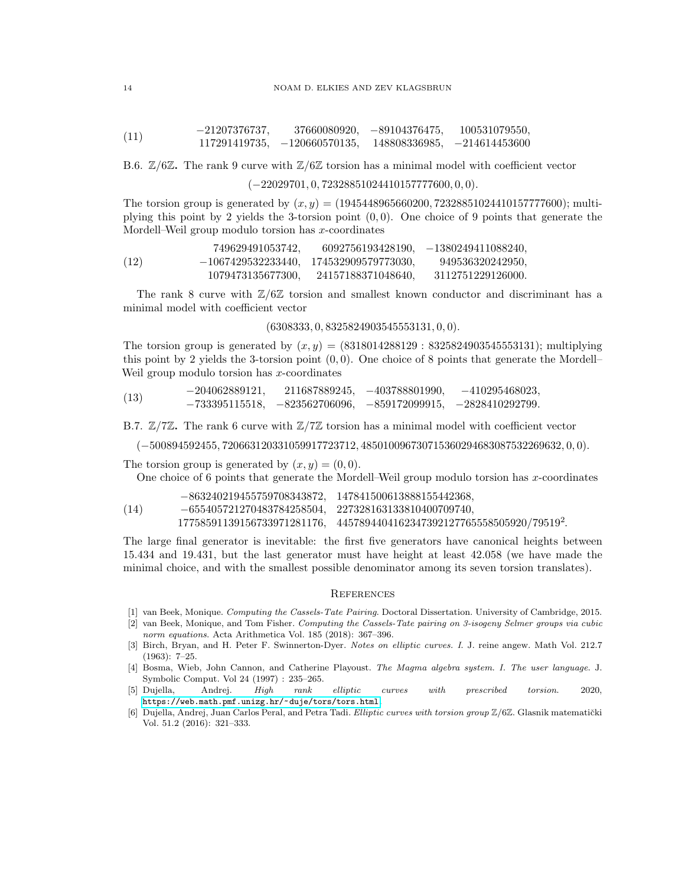$$
\begin{array}{cccc}
-21207376737, & 37660080920, & -89104376475, & 100531079550, \\
117291419735, & -120660570135, & 148808336985, & -214614453600
\end{array} \tag{11}
$$

B.6. $\mathbb{Z}/6\mathbb{Z}$**.** The rank 9 curve with $\mathbb{Z}/6\mathbb{Z}$ torsion has a minimal model with coefficient vector

$$(-22029701, 0, 72328851024410157777600, 0, 0).$$

The torsion group is generated by $(x, y) = (1945448965660200, 72328851024410157777600)$; multiplying this point by 2 yields the 3-torsion point $(0, 0)$. One choice of 9 points that generate the Mordell–Weil group modulo torsion has $x$-coordinates

$$
\begin{array}{ccc}
749629491053742, & 6092756193428190, & -1380249411088240, \\
-1067429532233440, & 174532909579773030, & 949536320242950, \\
1079473135677300, & 24157188371048640, & 3112751229126000.
\end{array} \tag{12}
$$

The rank 8 curve with $\mathbb{Z}/6\mathbb{Z}$ torsion and smallest known conductor and discriminant has a minimal model with coefficient vector

$$(6308333, 0, 8325824903545553131, 0, 0).$$

The torsion group is generated by $(x, y) = (8318014288129 : 8325824903545553131)$; multiplying this point by 2 yields the 3-torsion point $(0, 0)$. One choice of 8 points that generate the Mordell–Weil group modulo torsion has $x$-coordinates

$$
\begin{array}{cccc}
-204062889121, & 211687889245, & -403788801990, & -410295468023, \\
-733395115518, & -823562706096, & -859172099915, & -2828410292799.
\end{array} \tag{13}
$$

B.7. $\mathbb{Z}/7\mathbb{Z}$**.** The rank 6 curve with $\mathbb{Z}/7\mathbb{Z}$ torsion has a minimal model with coefficient vector

$$(-500894592455, 720663120331059917723712, 485010096730715360294683087532269632, 0, 0).$$

The torsion group is generated by $(x, y) = (0, 0)$.

One choice of 6 points that generate the Mordell–Weil group modulo torsion has $x$-coordinates

$$
\begin{array}{cc}
-863240219455759708343872, & 147841500613888155442368, \\
-655405721270483784258504, & 227328163133810400709740, \\
177585911391567339712811176, & 4457894404162347392127765558505920/79519^2.
\end{array} \tag{14}
$$

The large final generator is inevitable: the first five generators have canonical heights between 15.434 and 19.431, but the last generator must have height at least 42.058 (we have made the minimal choice, and with the smallest possible denominator among its seven torsion translates).

## References

[1] van Beek, Monique. *Computing the Cassels-Tate Pairing.* Doctoral Dissertation. University of Cambridge, 2015.

[2] van Beek, Monique, and Tom Fisher. *Computing the Cassels-Tate pairing on 3-isogeny Selmer groups via cubic norm equations.* Acta Arithmetica Vol. 185 (2018): 367–396.

[3] Birch, Bryan, and H. Peter F. Swinnerton-Dyer. *Notes on elliptic curves. I.* J. reine angew. Math Vol. 212.7 (1963): 7–25.

[4] Bosma, Wieb, John Cannon, and Catherine Playoust. *The Magma algebra system. I. The user language.* J. Symbolic Comput. Vol 24 (1997) : 235–265.

[5] Dujella, Andrej. *High rank elliptic curves with prescribed torsion.* 2020, https://web.math.pmf.unizg.hr/~duje/tors/tors.html.

[6] Dujella, Andrej, Juan Carlos Peral, and Petra Tadić. *Elliptic curves with torsion group* $\mathbb{Z}/6\mathbb{Z}$. Glasnik matematički Vol. 51.2 (2016): 321–333.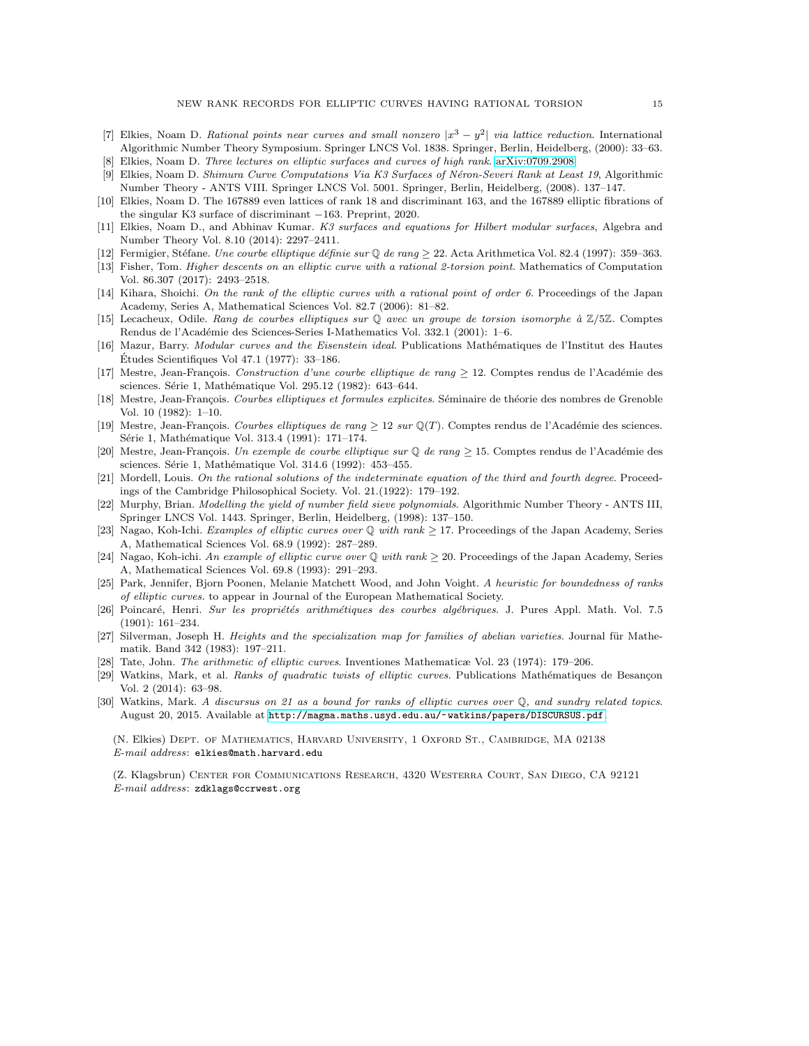[7] Elkies, Noam D. *Rational points near curves and small nonzero $|x^3 - y^2|$ via lattice reduction*. International Algorithmic Number Theory Symposium. Springer LNCS Vol. 1838. Springer, Berlin, Heidelberg, (2000): 33–63.

[8] Elkies, Noam D. *Three lectures on elliptic surfaces and curves of high rank*. arXiv:0709.2908

[9] Elkies, Noam D. *Shimura Curve Computations Via K3 Surfaces of Néron-Severi Rank at Least 19*, Algorithmic Number Theory - ANTS VIII. Springer LNCS Vol. 5001. Springer, Berlin, Heidelberg, (2008). 137–147.

[10] Elkies, Noam D. The 167889 even lattices of rank 18 and discriminant 163, and the 167889 elliptic fibrations of the singular K3 surface of discriminant −163. Preprint, 2020.

[11] Elkies, Noam D., and Abhinav Kumar. *K3 surfaces and equations for Hilbert modular surfaces*, Algebra and Number Theory Vol. 8.10 (2014): 2297–2411.

[12] Fermigier, Stéfane. *Une courbe elliptique définie sur $\mathbb{Q}$ de rang $\geq 22$*. Acta Arithmetica Vol. 82.4 (1997): 359–363.

[13] Fisher, Tom. *Higher descents on an elliptic curve with a rational 2-torsion point*. Mathematics of Computation Vol. 86.307 (2017): 2493–2518.

[14] Kihara, Shoichi. *On the rank of the elliptic curves with a rational point of order 6*. Proceedings of the Japan Academy, Series A, Mathematical Sciences Vol. 82.7 (2006): 81–82.

[15] Lecacheux, Odile. *Rang de courbes elliptiques sur $\mathbb{Q}$ avec un groupe de torsion isomorphe à $\mathbb{Z}/5\mathbb{Z}$*. Comptes Rendus de l'Académie des Sciences-Series I-Mathematics Vol. 332.1 (2001): 1–6.

[16] Mazur, Barry. *Modular curves and the Eisenstein ideal*. Publications Mathématiques de l'Institut des Hautes Études Scientifiques Vol 47.1 (1977): 33–186.

[17] Mestre, Jean-François. *Construction d'une courbe elliptique de rang $\geq 12$*. Comptes rendus de l'Académie des sciences. Série 1, Mathématique Vol. 295.12 (1982): 643–644.

[18] Mestre, Jean-François. *Courbes elliptiques et formules explicites*. Séminaire de théorie des nombres de Grenoble Vol. 10 (1982): 1–10.

[19] Mestre, Jean-François. *Courbes elliptiques de rang $\geq 12$ sur $\mathbb{Q}(T)$*. Comptes rendus de l'Académie des sciences. Série 1, Mathématique Vol. 313.4 (1991): 171–174.

[20] Mestre, Jean-François. *Un exemple de courbe elliptique sur $\mathbb{Q}$ de rang $\geq 15$*. Comptes rendus de l'Académie des sciences. Série 1, Mathématique Vol. 314.6 (1992): 453–455.

[21] Mordell, Louis. *On the rational solutions of the indeterminate equation of the third and fourth degree*. Proceedings of the Cambridge Philosophical Society. Vol. 21.(1922): 179–192.

[22] Murphy, Brian. *Modelling the yield of number field sieve polynomials*. Algorithmic Number Theory - ANTS III, Springer LNCS Vol. 1443. Springer, Berlin, Heidelberg, (1998): 137–150.

[23] Nagao, Koh-Ichi. *Examples of elliptic curves over $\mathbb{Q}$ with rank $\geq 17$*. Proceedings of the Japan Academy, Series A, Mathematical Sciences Vol. 68.9 (1992): 287–289.

[24] Nagao, Koh-ichi. *An example of elliptic curve over $\mathbb{Q}$ with rank $\geq 20$*. Proceedings of the Japan Academy, Series A, Mathematical Sciences Vol. 69.8 (1993): 291–293.

[25] Park, Jennifer, Bjorn Poonen, Melanie Matchett Wood, and John Voight. *A heuristic for boundedness of ranks of elliptic curves*. to appear in Journal of the European Mathematical Society.

[26] Poincaré, Henri. *Sur les propriétés arithmétiques des courbes algébriques*. J. Pures Appl. Math. Vol. 7.5 (1901): 161–234.

[27] Silverman, Joseph H. *Heights and the specialization map for families of abelian varieties*. Journal für Mathematik. Band 342 (1983): 197–211.

[28] Tate, John. *The arithmetic of elliptic curves*. Inventiones Mathematicæ Vol. 23 (1974): 179–206.

[29] Watkins, Mark, et al. *Ranks of quadratic twists of elliptic curves*. Publications Mathématiques de Besançon Vol. 2 (2014): 63–98.

[30] Watkins, Mark. *A discursus on 21 as a bound for ranks of elliptic curves over $\mathbb{Q}$, and sundry related topics*. August 20, 2015. Available at http://magma.maths.usyd.edu.au/~watkins/papers/DISCURSUS.pdf

(N. Elkies) Dept. of Mathematics, Harvard University, 1 Oxford St., Cambridge, MA 02138
*E-mail address*: elkies@math.harvard.edu

(Z. Klagsbrun) Center for Communications Research, 4320 Westerra Court, San Diego, CA 92121
*E-mail address*: zdklags@ccrwest.org